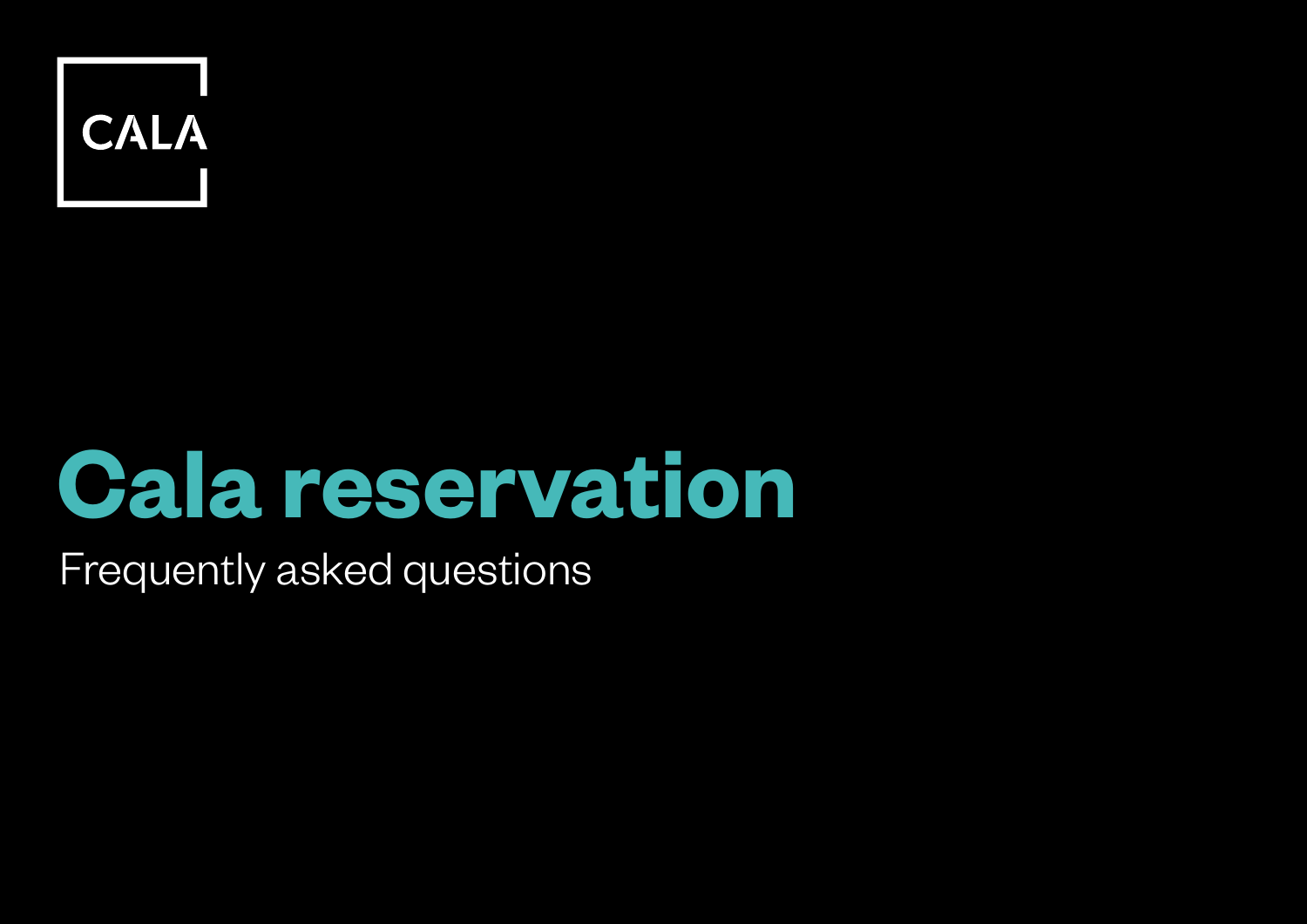CALA

# Cala reservation

Frequently asked questions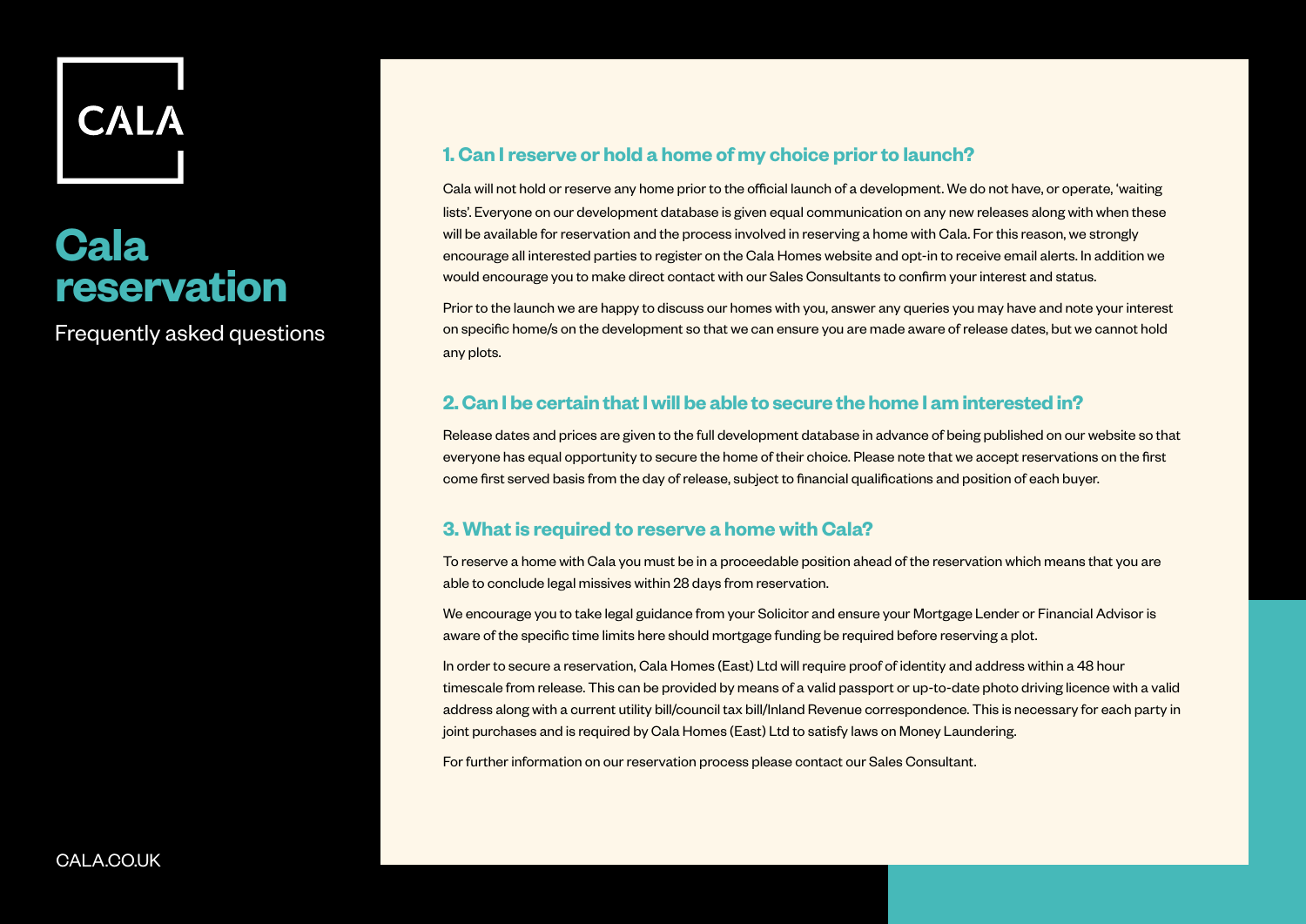CALA

# Cala reservation

Frequently asked questions

## 1. Can I reserve or hold a home of my choice prior to launch?

Cala will not hold or reserve any home prior to the official launch of a development. We do not have, or operate, 'waiting lists'. Everyone on our development database is given equal communication on any new releases along with when these will be available for reservation and the process involved in reserving a home with Cala. For this reason, we strongly encourage all interested parties to register on the Cala Homes website and opt-in to receive email alerts. In addition we would encourage you to make direct contact with our Sales Consultants to confirm your interest and status.

Prior to the launch we are happy to discuss our homes with you, answer any queries you may have and note your interest on specific home/s on the development so that we can ensure you are made aware of release dates, but we cannot hold any plots.

## 2. Can I be certain that I will be able to secure the home I am interested in?

Release dates and prices are given to the full development database in advance of being published on our website so that everyone has equal opportunity to secure the home of their choice. Please note that we accept reservations on the first come first served basis from the day of release, subject to financial qualifications and position of each buyer.

## 3. What is required to reserve a home with Cala?

To reserve a home with Cala you must be in a proceedable position ahead of the reservation which means that you are able to conclude legal missives within 28 days from reservation.

We encourage you to take legal guidance from your Solicitor and ensure your Mortgage Lender or Financial Advisor is aware of the specific time limits here should mortgage funding be required before reserving a plot.

In order to secure a reservation, Cala Homes (East) Ltd will require proof of identity and address within a 48 hour timescale from release. This can be provided by means of a valid passport or up-to-date photo driving licence with a valid address along with a current utility bill/council tax bill/Inland Revenue correspondence. This is necessary for each party in joint purchases and is required by Cala Homes (East) Ltd to satisfy laws on Money Laundering.

For further information on our reservation process please contact our Sales Consultant.

CALA.CO.UK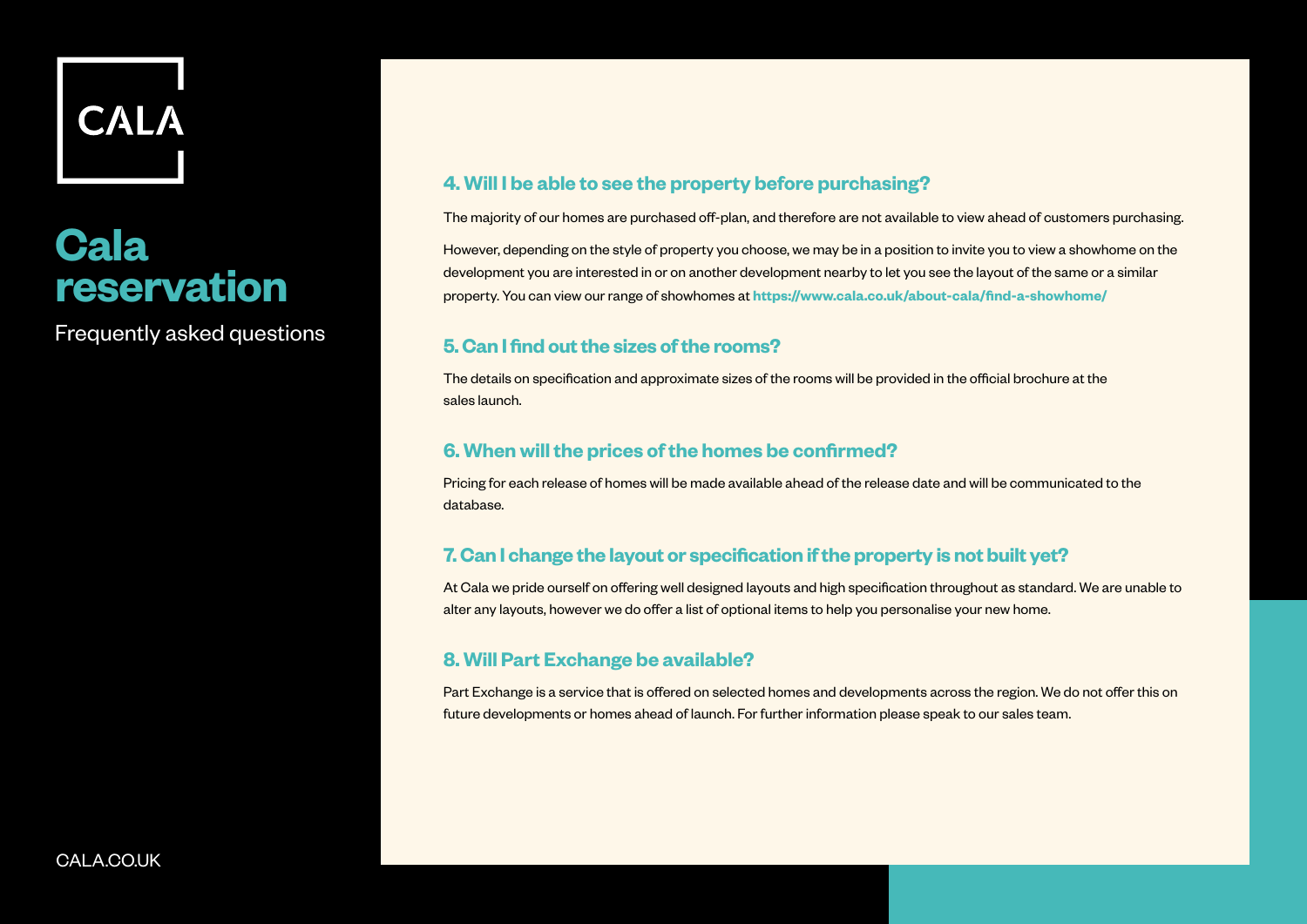# Cala reservation

Frequently asked questions

### 4. Will I be able to see the property before purchasing?

The majority of our homes are purchased off-plan, and therefore are not available to view ahead of customers purchasing.

However, depending on the style of property you choose, we may be in a position to invite you to view a showhome on the development you are interested in or on another development nearby to let you see the layout of the same or a similar property. You can view our range of showhomes at **https://www.cala.co.uk/about-cala/find-a-showhome/**

### 5. Can I find out the sizes of the rooms?

The details on specification and approximate sizes of the rooms will be provided in the official brochure at the sales launch.

### 6. When will the prices of the homes be confirmed?

Pricing for each release of homes will be made available ahead of the release date and will be communicated to the database.

### 7. Can I change the layout or specification if the property is not built yet?

At Cala we pride ourself on offering well designed layouts and high specification throughout as standard. We are unable to alter any layouts, however we do offer a list of optional items to help you personalise your new home.

### 8. Will Part Exchange be available?

Part Exchange is a service that is offered on selected homes and developments across the region. We do not offer this on future developments or homes ahead of launch. For further information please speak to our sales team.

CALA.CO.UK